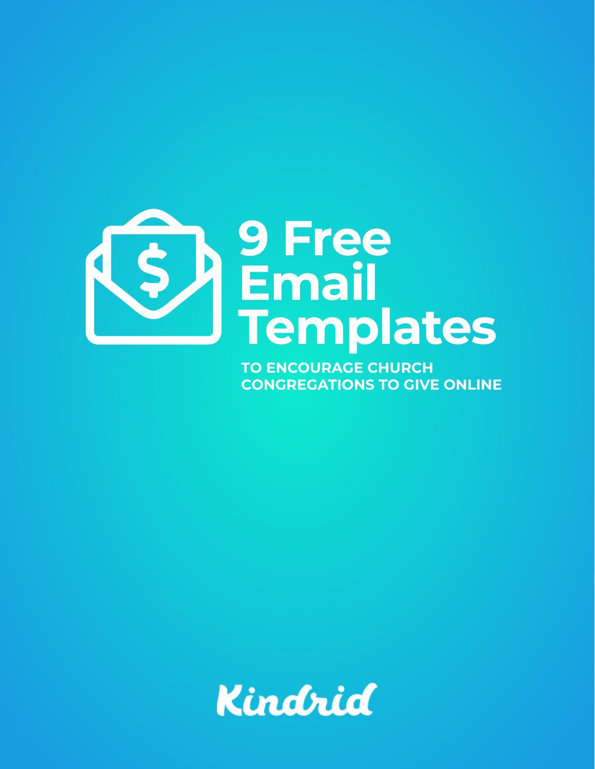# 9 Free Email Templates

**TO ENCOURAGE CHURCH CONGREGATIONS TO GIVE ONLINE**

Kindrid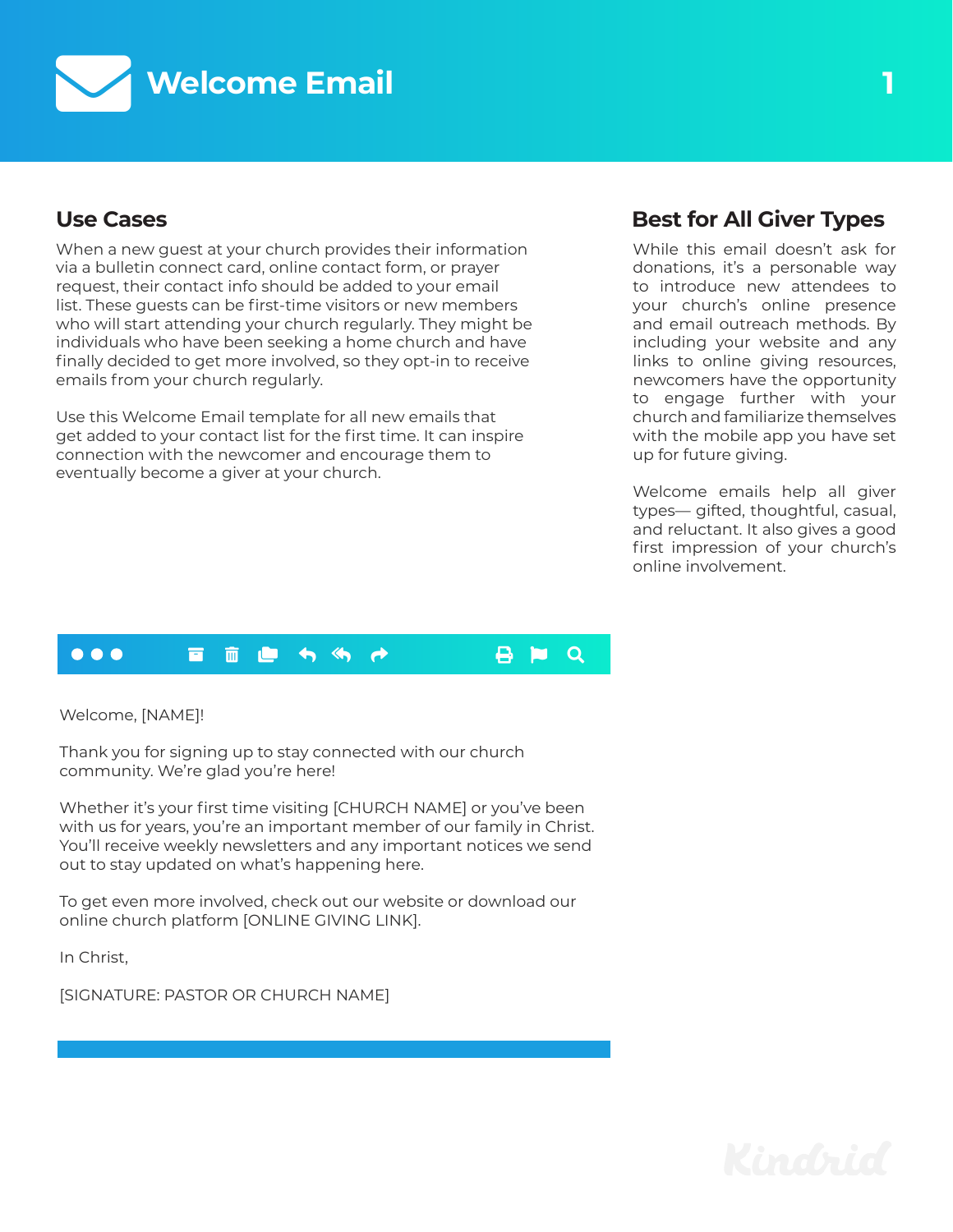# Welcome Email

## Use Cases

When a new guest at your church provides their information via a bulletin connect card, online contact form, or prayer request, their contact info should be added to your email list. These guests can be first-time visitors or new members who will start attending your church regularly. They might be individuals who have been seeking a home church and have finally decided to get more involved, so they opt-in to receive emails from your church regularly.

Use this Welcome Email template for all new emails that get added to your contact list for the first time. It can inspire connection with the newcomer and encourage them to eventually become a giver at your church.

## Best for All Giver Types

While this email doesn't ask for donations, it's a personable way to introduce new attendees to your church's online presence and email outreach methods. By including your website and any links to online giving resources, newcomers have the opportunity to engage further with your church and familiarize themselves with the mobile app you have set up for future giving.

Welcome emails help all giver types— gifted, thoughtful, casual, and reluctant. It also gives a good first impression of your church's online involvement.

---

Welcome, [NAME]!

Thank you for signing up to stay connected with our church community. We're glad you're here!

Whether it's your first time visiting [CHURCH NAME] or you've been with us for years, you're an important member of our family in Christ. You'll receive weekly newsletters and any important notices we send out to stay updated on what's happening here.

To get even more involved, check out our website or download our online church platform [ONLINE GIVING LINK].

In Christ,

[SIGNATURE: PASTOR OR CHURCH NAME]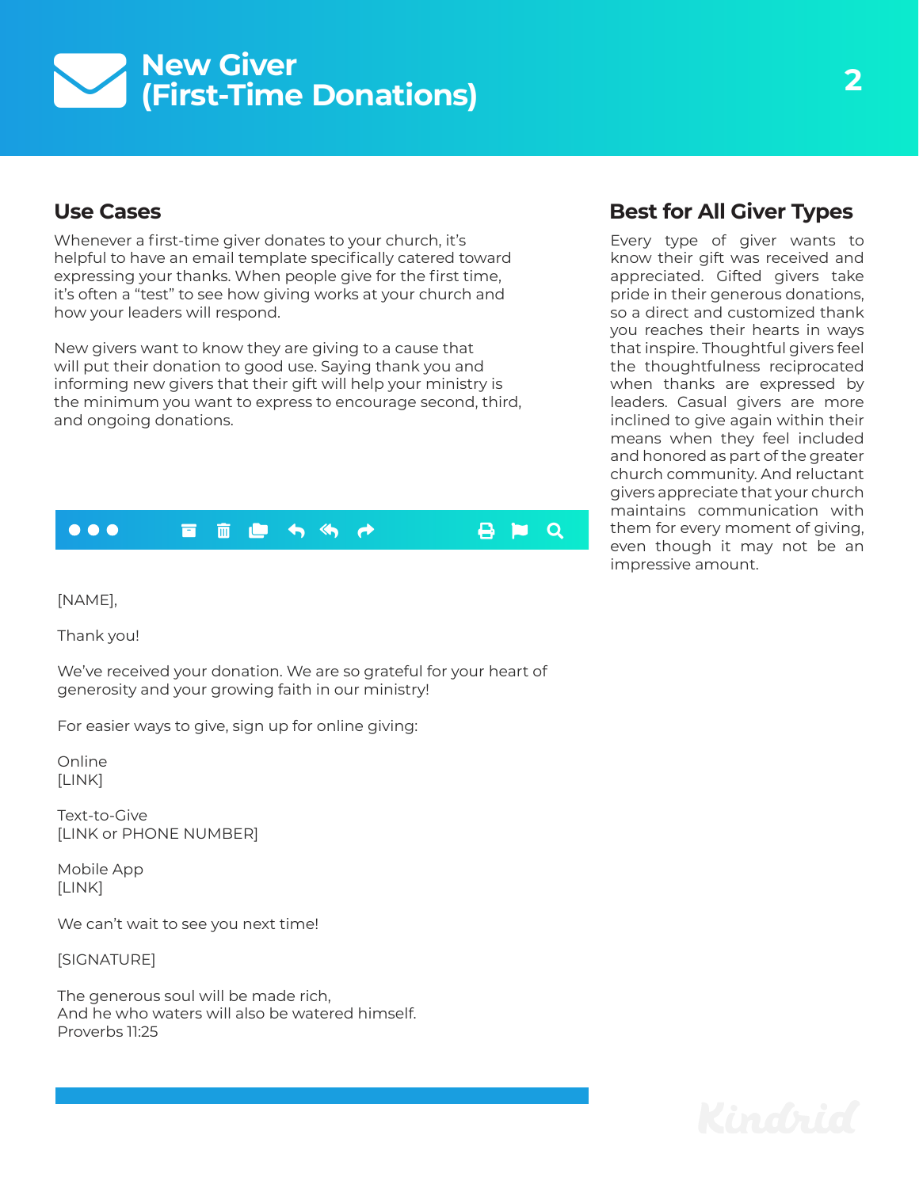# New Giver (First-Time Donations)

## Use Cases

Whenever a first-time giver donates to your church, it's helpful to have an email template specifically catered toward expressing your thanks. When people give for the first time, it's often a "test" to see how giving works at your church and how your leaders will respond.

New givers want to know they are giving to a cause that will put their donation to good use. Saying thank you and informing new givers that their gift will help your ministry is the minimum you want to express to encourage second, third, and ongoing donations.

[NAME],

Thank you!

We've received your donation. We are so grateful for your heart of generosity and your growing faith in our ministry!

For easier ways to give, sign up for online giving:

Online
[LINK]

Text-to-Give
[LINK or PHONE NUMBER]

Mobile App
[LINK]

We can't wait to see you next time!

[SIGNATURE]

The generous soul will be made rich,
And he who waters will also be watered himself.
Proverbs 11:25

## Best for All Giver Types

Every type of giver wants to know their gift was received and appreciated. Gifted givers take pride in their generous donations, so a direct and customized thank you reaches their hearts in ways that inspire. Thoughtful givers feel the thoughtfulness reciprocated when thanks are expressed by leaders. Casual givers are more inclined to give again within their means when they feel included and honored as part of the greater church community. And reluctant givers appreciate that your church maintains communication with them for every moment of giving, even though it may not be an impressive amount.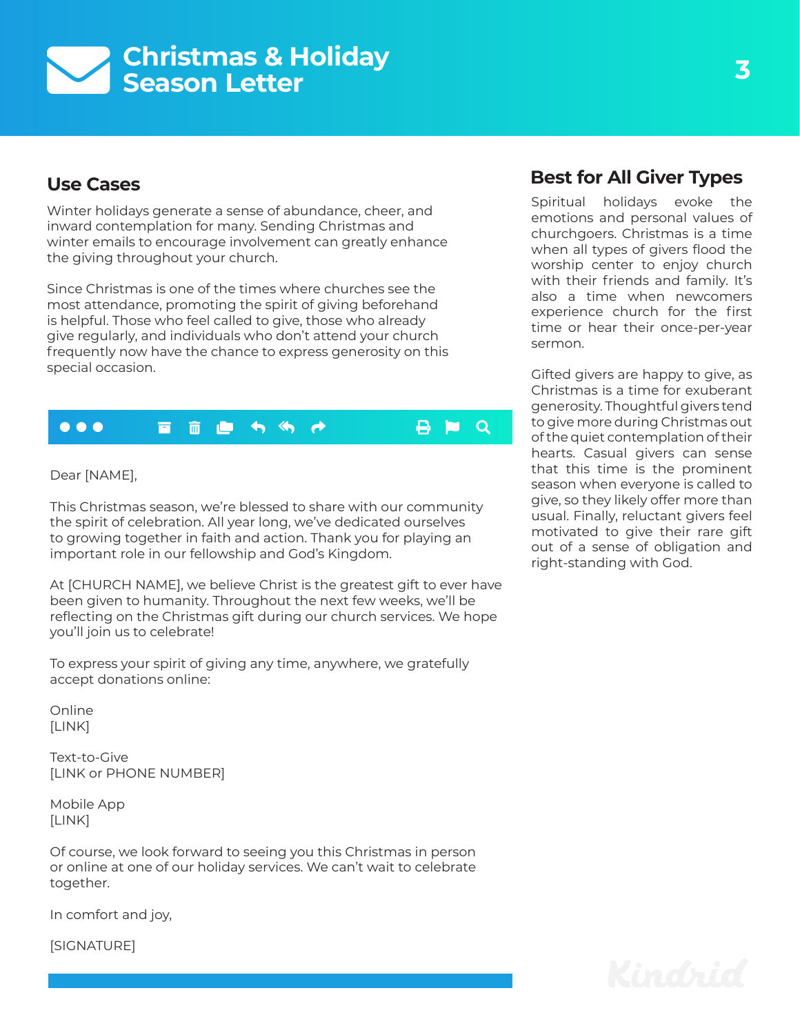# Christmas & Holiday Season Letter

## Use Cases

Winter holidays generate a sense of abundance, cheer, and inward contemplation for many. Sending Christmas and winter emails to encourage involvement can greatly enhance the giving throughout your church.

Since Christmas is one of the times where churches see the most attendance, promoting the spirit of giving beforehand is helpful. Those who feel called to give, those who already give regularly, and individuals who don't attend your church frequently now have the chance to express generosity on this special occasion.

Dear [NAME],

This Christmas season, we're blessed to share with our community the spirit of celebration. All year long, we've dedicated ourselves to growing together in faith and action. Thank you for playing an important role in our fellowship and God's Kingdom.

At [CHURCH NAME], we believe Christ is the greatest gift to ever have been given to humanity. Throughout the next few weeks, we'll be reflecting on the Christmas gift during our church services. We hope you'll join us to celebrate!

To express your spirit of giving any time, anywhere, we gratefully accept donations online:

Online
[LINK]

Text-to-Give
[LINK or PHONE NUMBER]

Mobile App
[LINK]

Of course, we look forward to seeing you this Christmas in person or online at one of our holiday services. We can't wait to celebrate together.

In comfort and joy,

[SIGNATURE]

## Best for All Giver Types

Spiritual holidays evoke the emotions and personal values of churchgoers. Christmas is a time when all types of givers flood the worship center to enjoy church with their friends and family. It's also a time when newcomers experience church for the first time or hear their once-per-year sermon.

Gifted givers are happy to give, as Christmas is a time for exuberant generosity. Thoughtful givers tend to give more during Christmas out of the quiet contemplation of their hearts. Casual givers can sense that this time is the prominent season when everyone is called to give, so they likely offer more than usual. Finally, reluctant givers feel motivated to give their rare gift out of a sense of obligation and right-standing with God.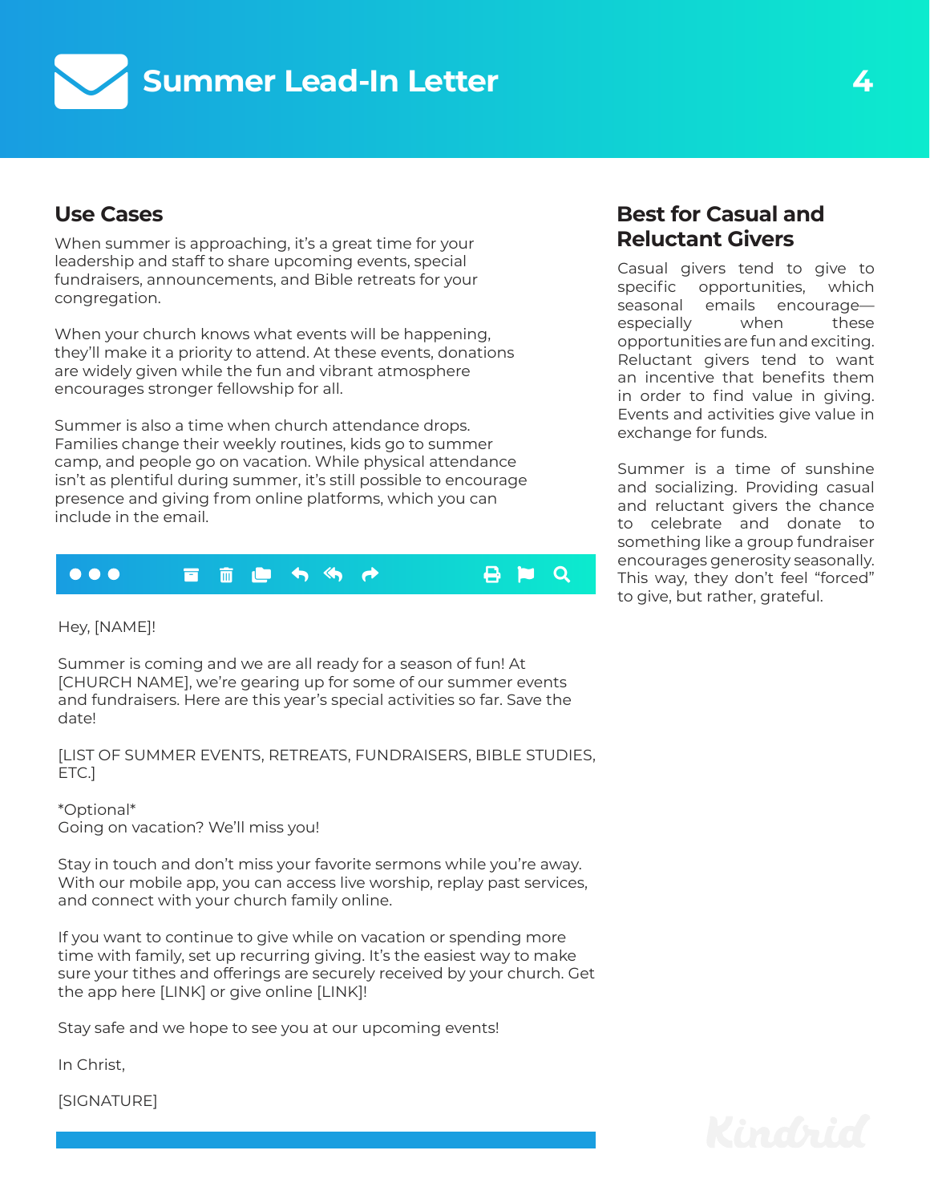# Summer Lead-In Letter

## Use Cases

When summer is approaching, it's a great time for your leadership and staff to share upcoming events, special fundraisers, announcements, and Bible retreats for your congregation.

When your church knows what events will be happening, they'll make it a priority to attend. At these events, donations are widely given while the fun and vibrant atmosphere encourages stronger fellowship for all.

Summer is also a time when church attendance drops. Families change their weekly routines, kids go to summer camp, and people go on vacation. While physical attendance isn't as plentiful during summer, it's still possible to encourage presence and giving from online platforms, which you can include in the email.

Hey, [NAME]!

Summer is coming and we are all ready for a season of fun! At [CHURCH NAME], we're gearing up for some of our summer events and fundraisers. Here are this year's special activities so far. Save the date!

[LIST OF SUMMER EVENTS, RETREATS, FUNDRAISERS, BIBLE STUDIES, ETC.]

*Optional*
Going on vacation? We'll miss you!

Stay in touch and don't miss your favorite sermons while you're away. With our mobile app, you can access live worship, replay past services, and connect with your church family online.

If you want to continue to give while on vacation or spending more time with family, set up recurring giving. It's the easiest way to make sure your tithes and offerings are securely received by your church. Get the app here [LINK] or give online [LINK]!

Stay safe and we hope to see you at our upcoming events!

In Christ,

[SIGNATURE]

## Best for Casual and Reluctant Givers

Casual givers tend to give to specific opportunities, which seasonal emails encourage—especially when these opportunities are fun and exciting. Reluctant givers tend to want an incentive that benefits them in order to find value in giving. Events and activities give value in exchange for funds.

Summer is a time of sunshine and socializing. Providing casual and reluctant givers the chance to celebrate and donate to something like a group fundraiser encourages generosity seasonally. This way, they don't feel "forced" to give, but rather, grateful.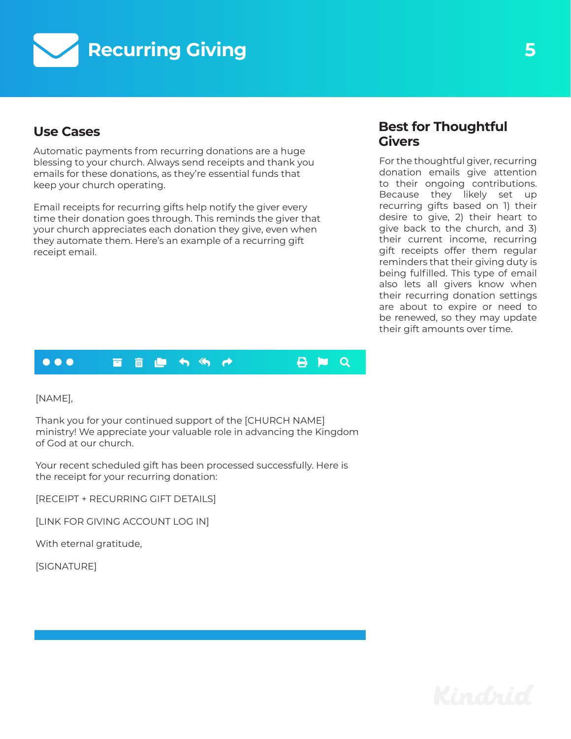# Recurring Giving

## Use Cases

Automatic payments from recurring donations are a huge blessing to your church. Always send receipts and thank you emails for these donations, as they're essential funds that keep your church operating.

Email receipts for recurring gifts help notify the giver every time their donation goes through. This reminds the giver that your church appreciates each donation they give, even when they automate them. Here's an example of a recurring gift receipt email.

[NAME],

Thank you for your continued support of the [CHURCH NAME] ministry! We appreciate your valuable role in advancing the Kingdom of God at our church.

Your recent scheduled gift has been processed successfully. Here is the receipt for your recurring donation:

[RECEIPT + RECURRING GIFT DETAILS]

[LINK FOR GIVING ACCOUNT LOG IN]

With eternal gratitude,

[SIGNATURE]

## Best for Thoughtful Givers

For the thoughtful giver, recurring donation emails give attention to their ongoing contributions. Because they likely set up recurring gifts based on 1) their desire to give, 2) their heart to give back to the church, and 3) their current income, recurring gift receipts offer them regular reminders that their giving duty is being fulfilled. This type of email also lets all givers know when their recurring donation settings are about to expire or need to be renewed, so they may update their gift amounts over time.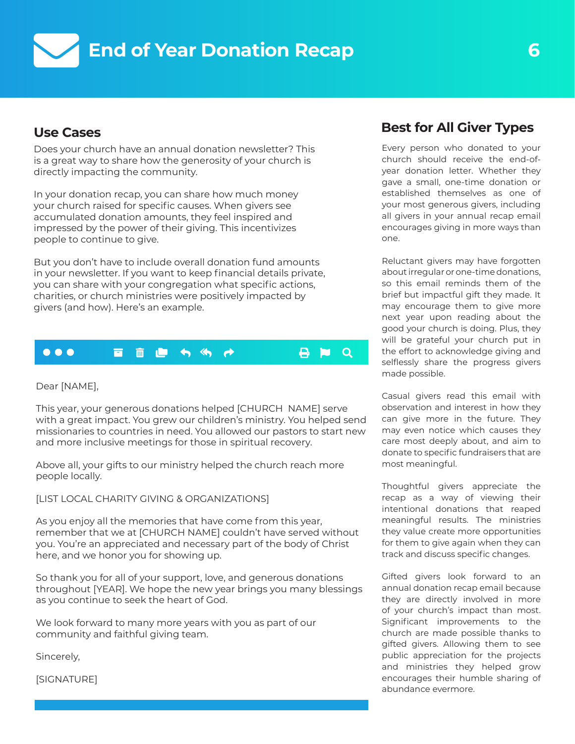# End of Year Donation Recap

## Use Cases

Does your church have an annual donation newsletter? This is a great way to share how the generosity of your church is directly impacting the community.

In your donation recap, you can share how much money your church raised for specific causes. When givers see accumulated donation amounts, they feel inspired and impressed by the power of their giving. This incentivizes people to continue to give.

But you don't have to include overall donation fund amounts in your newsletter. If you want to keep financial details private, you can share with your congregation what specific actions, charities, or church ministries were positively impacted by givers (and how). Here's an example.

Dear [NAME],

This year, your generous donations helped [CHURCH NAME] serve with a great impact. You grew our children's ministry. You helped send missionaries to countries in need. You allowed our pastors to start new and more inclusive meetings for those in spiritual recovery.

Above all, your gifts to our ministry helped the church reach more people locally.

[LIST LOCAL CHARITY GIVING & ORGANIZATIONS]

As you enjoy all the memories that have come from this year, remember that we at [CHURCH NAME] couldn't have served without you. You're an appreciated and necessary part of the body of Christ here, and we honor you for showing up.

So thank you for all of your support, love, and generous donations throughout [YEAR]. We hope the new year brings you many blessings as you continue to seek the heart of God.

We look forward to many more years with you as part of our community and faithful giving team.

Sincerely,

[SIGNATURE]

## Best for All Giver Types

Every person who donated to your church should receive the end-of-year donation letter. Whether they gave a small, one-time donation or established themselves as one of your most generous givers, including all givers in your annual recap email encourages giving in more ways than one.

Reluctant givers may have forgotten about irregular or one-time donations, so this email reminds them of the brief but impactful gift they made. It may encourage them to give more next year upon reading about the good your church is doing. Plus, they will be grateful your church put in the effort to acknowledge giving and selflessly share the progress givers made possible.

Casual givers read this email with observation and interest in how they can give more in the future. They may even notice which causes they care most deeply about, and aim to donate to specific fundraisers that are most meaningful.

Thoughtful givers appreciate the recap as a way of viewing their intentional donations that reaped meaningful results. The ministries they value create more opportunities for them to give again when they can track and discuss specific changes.

Gifted givers look forward to an annual donation recap email because they are directly involved in more of your church's impact than most. Significant improvements to the church are made possible thanks to gifted givers. Allowing them to see public appreciation for the projects and ministries they helped grow encourages their humble sharing of abundance evermore.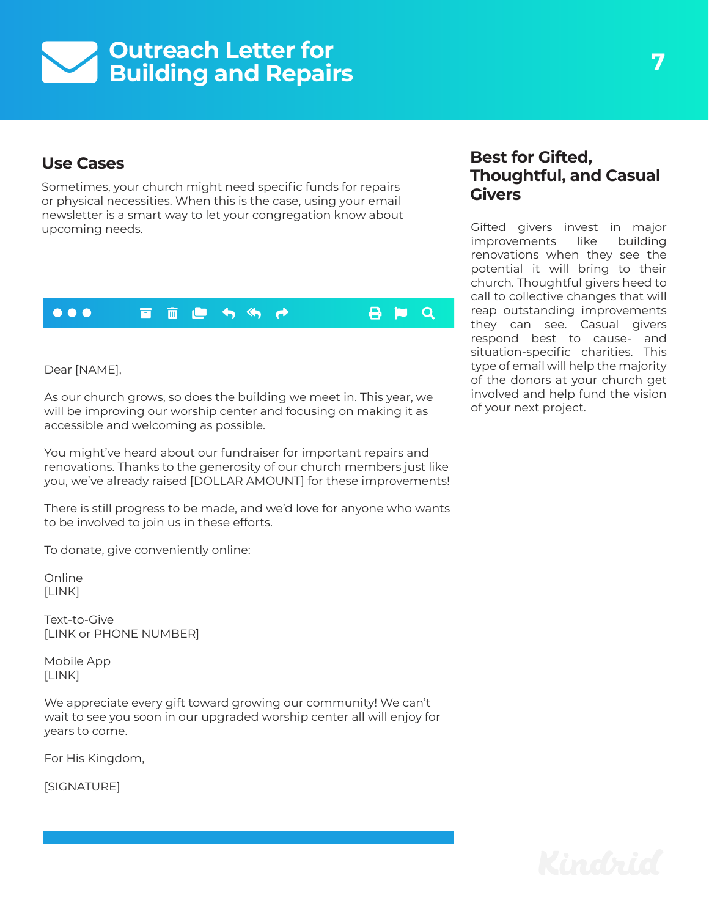# Outreach Letter for Building and Repairs

## Use Cases

Sometimes, your church might need specific funds for repairs or physical necessities. When this is the case, using your email newsletter is a smart way to let your congregation know about upcoming needs.

Dear [NAME],

As our church grows, so does the building we meet in. This year, we will be improving our worship center and focusing on making it as accessible and welcoming as possible.

You might've heard about our fundraiser for important repairs and renovations. Thanks to the generosity of our church members just like you, we've already raised [DOLLAR AMOUNT] for these improvements!

There is still progress to be made, and we'd love for anyone who wants to be involved to join us in these efforts.

To donate, give conveniently online:

Online
[LINK]

Text-to-Give
[LINK or PHONE NUMBER]

Mobile App
[LINK]

We appreciate every gift toward growing our community! We can't wait to see you soon in our upgraded worship center all will enjoy for years to come.

For His Kingdom,

[SIGNATURE]

## Best for Gifted, Thoughtful, and Casual Givers

Gifted givers invest in major improvements like building renovations when they see the potential it will bring to their church. Thoughtful givers heed to call to collective changes that will reap outstanding improvements they can see. Casual givers respond best to cause- and situation-specific charities. This type of email will help the majority of the donors at your church get involved and help fund the vision of your next project.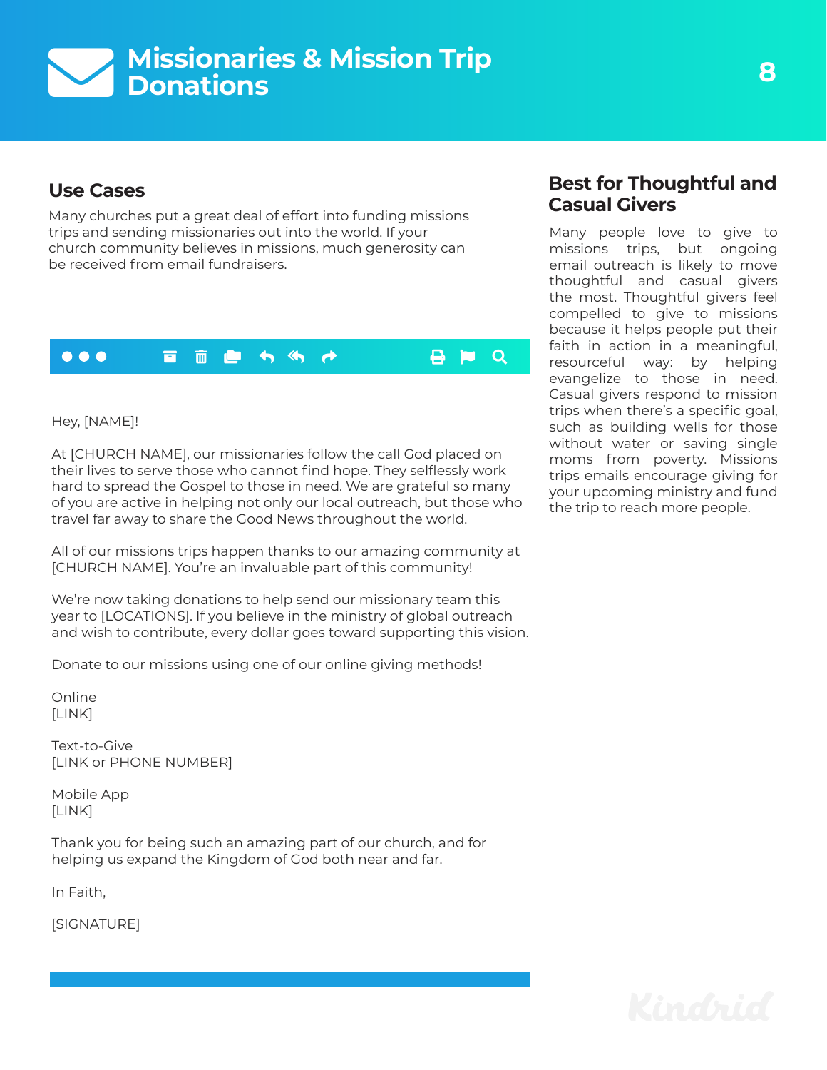# Missionaries & Mission Trip Donations

## Use Cases

Many churches put a great deal of effort into funding missions trips and sending missionaries out into the world. If your church community believes in missions, much generosity can be received from email fundraisers.

Hey, [NAME]!

At [CHURCH NAME], our missionaries follow the call God placed on their lives to serve those who cannot find hope. They selflessly work hard to spread the Gospel to those in need. We are grateful so many of you are active in helping not only our local outreach, but those who travel far away to share the Good News throughout the world.

All of our missions trips happen thanks to our amazing community at [CHURCH NAME]. You're an invaluable part of this community!

We're now taking donations to help send our missionary team this year to [LOCATIONS]. If you believe in the ministry of global outreach and wish to contribute, every dollar goes toward supporting this vision.

Donate to our missions using one of our online giving methods!

Online
[LINK]

Text-to-Give
[LINK or PHONE NUMBER]

Mobile App
[LINK]

Thank you for being such an amazing part of our church, and for helping us expand the Kingdom of God both near and far.

In Faith,

[SIGNATURE]

## Best for Thoughtful and Casual Givers

Many people love to give to missions trips, but ongoing email outreach is likely to move thoughtful and casual givers the most. Thoughtful givers feel compelled to give to missions because it helps people put their faith in action in a meaningful, resourceful way: by helping evangelize to those in need. Casual givers respond to mission trips when there's a specific goal, such as building wells for those without water or saving single moms from poverty. Missions trips emails encourage giving for your upcoming ministry and fund the trip to reach more people.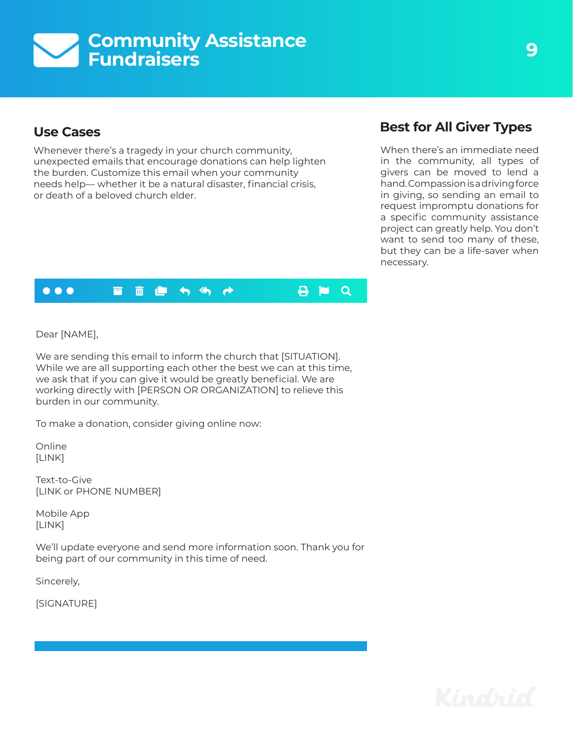# Community Assistance Fundraisers

## Use Cases

Whenever there's a tragedy in your church community, unexpected emails that encourage donations can help lighten the burden. Customize this email when your community needs help— whether it be a natural disaster, financial crisis, or death of a beloved church elder.

## Best for All Giver Types

When there's an immediate need in the community, all types of givers can be moved to lend a hand. Compassion is a driving force in giving, so sending an email to request impromptu donations for a specific community assistance project can greatly help. You don't want to send too many of these, but they can be a life-saver when necessary.

Dear [NAME],

We are sending this email to inform the church that [SITUATION]. While we are all supporting each other the best we can at this time, we ask that if you can give it would be greatly beneficial. We are working directly with [PERSON OR ORGANIZATION] to relieve this burden in our community.

To make a donation, consider giving online now:

Online
[LINK]

Text-to-Give
[LINK or PHONE NUMBER]

Mobile App
[LINK]

We'll update everyone and send more information soon. Thank you for being part of our community in this time of need.

Sincerely,

[SIGNATURE]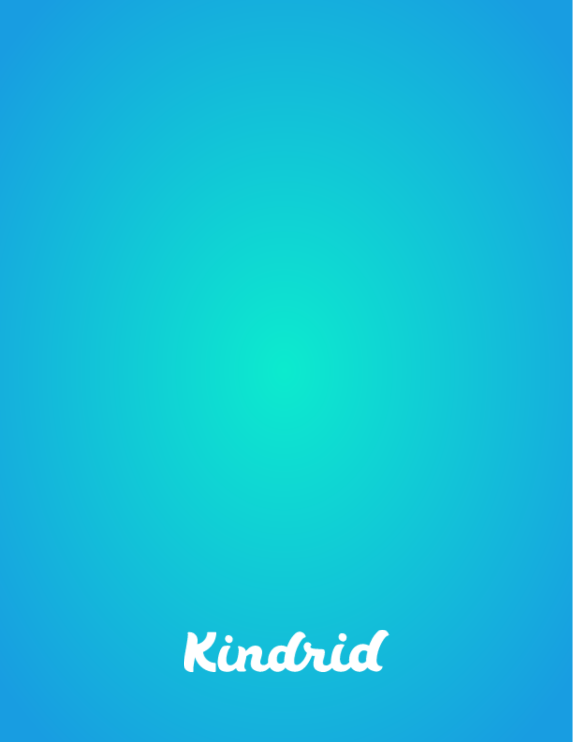Kindrid